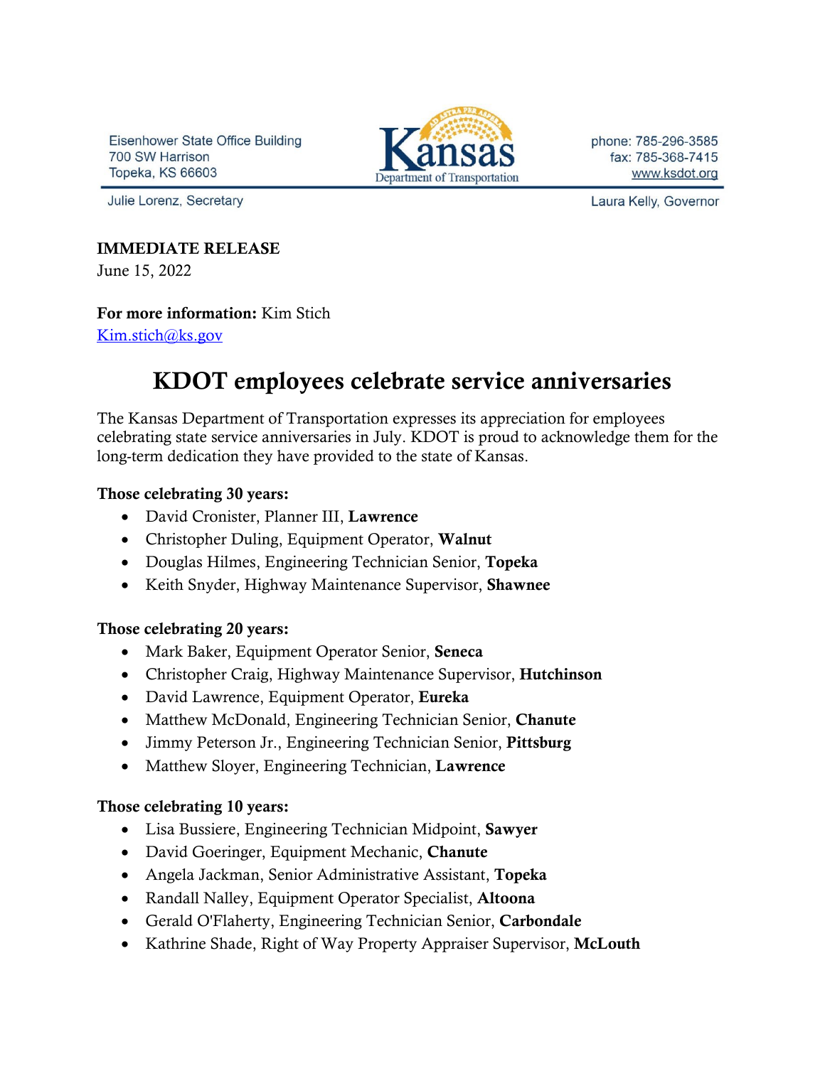Eisenhower State Office Building
700 SW Harrison
Topeka, KS 66603

Kansas Department of Transportation

phone: 785-296-3585
fax: 785-368-7415
www.ksdot.org

Julie Lorenz, Secretary

Laura Kelly, Governor

**IMMEDIATE RELEASE**
June 15, 2022

**For more information:** Kim Stich
Kim.stich@ks.gov

# KDOT employees celebrate service anniversaries

The Kansas Department of Transportation expresses its appreciation for employees celebrating state service anniversaries in July. KDOT is proud to acknowledge them for the long-term dedication they have provided to the state of Kansas.

**Those celebrating 30 years:**

- David Cronister, Planner III, **Lawrence**
- Christopher Duling, Equipment Operator, **Walnut**
- Douglas Hilmes, Engineering Technician Senior, **Topeka**
- Keith Snyder, Highway Maintenance Supervisor, **Shawnee**

**Those celebrating 20 years:**

- Mark Baker, Equipment Operator Senior, **Seneca**
- Christopher Craig, Highway Maintenance Supervisor, **Hutchinson**
- David Lawrence, Equipment Operator, **Eureka**
- Matthew McDonald, Engineering Technician Senior, **Chanute**
- Jimmy Peterson Jr., Engineering Technician Senior, **Pittsburg**
- Matthew Sloyer, Engineering Technician, **Lawrence**

**Those celebrating 10 years:**

- Lisa Bussiere, Engineering Technician Midpoint, **Sawyer**
- David Goeringer, Equipment Mechanic, **Chanute**
- Angela Jackman, Senior Administrative Assistant, **Topeka**
- Randall Nalley, Equipment Operator Specialist, **Altoona**
- Gerald O'Flaherty, Engineering Technician Senior, **Carbondale**
- Kathrine Shade, Right of Way Property Appraiser Supervisor, **McLouth**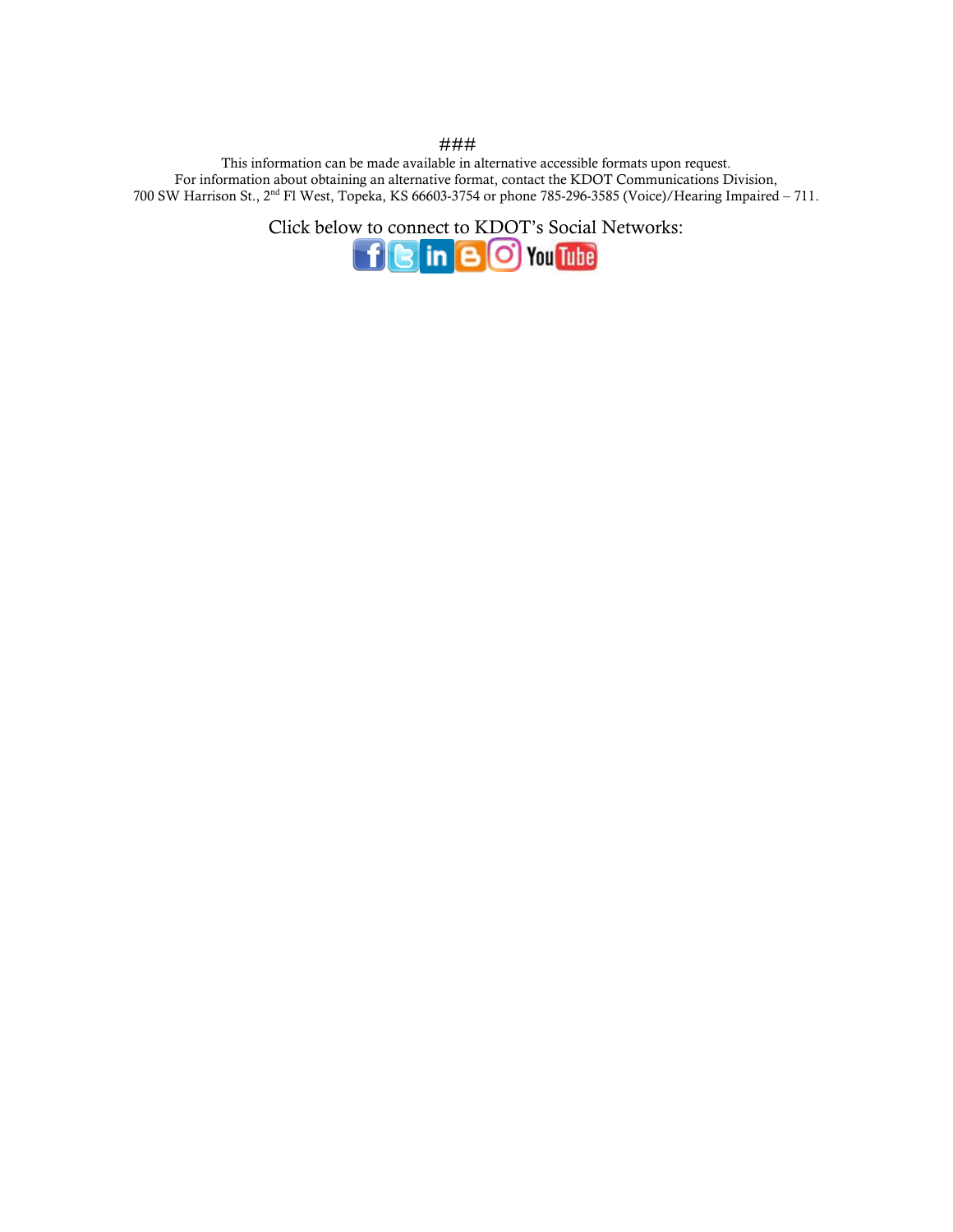###

This information can be made available in alternative accessible formats upon request.
For information about obtaining an alternative format, contact the KDOT Communications Division,
700 SW Harrison St., 2nd Fl West, Topeka, KS 66603-3754 or phone 785-296-3585 (Voice)/Hearing Impaired – 711.

Click below to connect to KDOT's Social Networks: